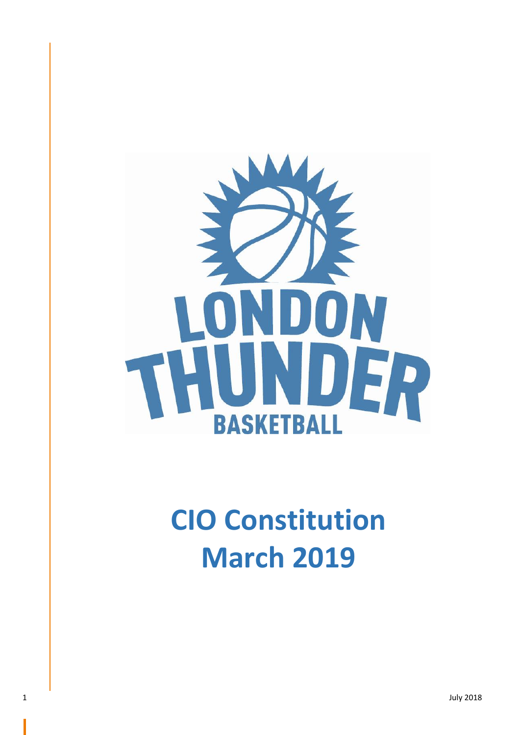LONDON THUNDER BASKETBALL

# CIO Constitution March 2019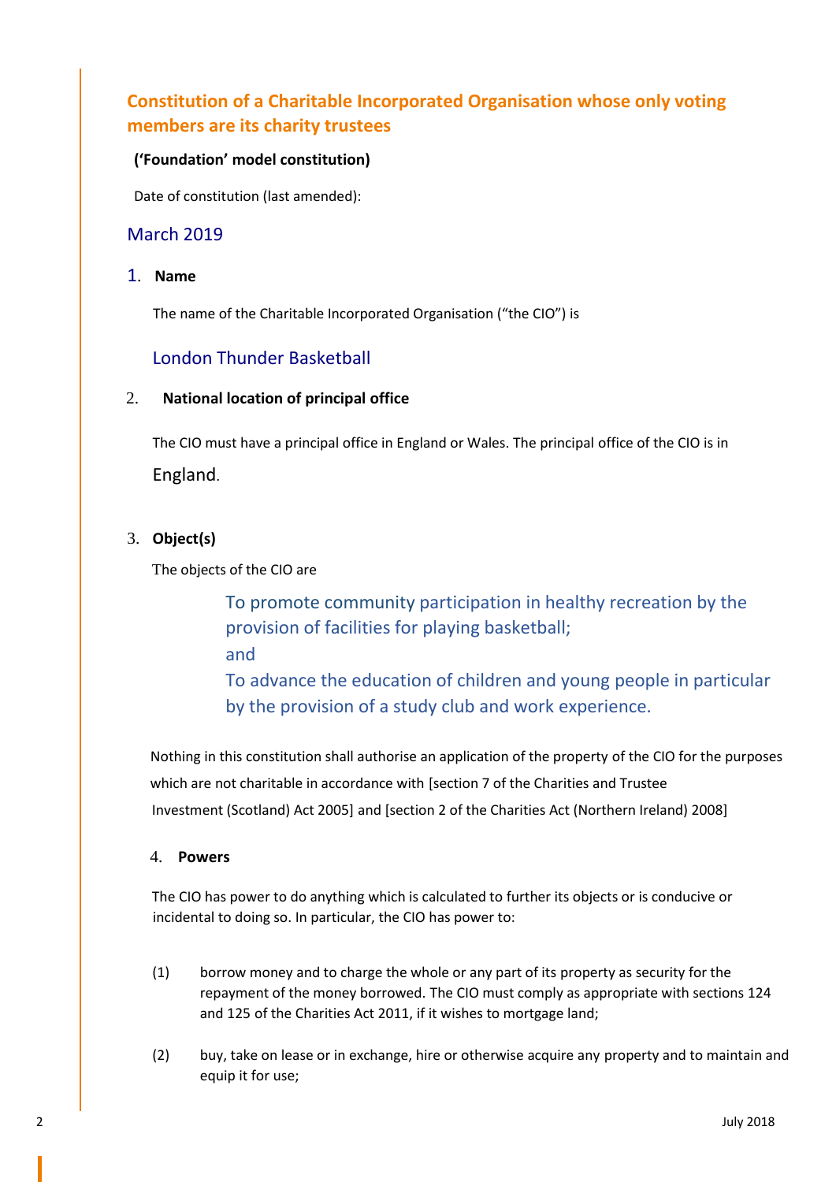## Constitution of a Charitable Incorporated Organisation whose only voting members are its charity trustees

**('Foundation' model constitution)**

Date of constitution (last amended):

March 2019

### 1. Name

The name of the Charitable Incorporated Organisation ("the CIO") is

London Thunder Basketball

### 2. National location of principal office

The CIO must have a principal office in England or Wales. The principal office of the CIO is in

England.

### 3. Object(s)

The objects of the CIO are

To promote community participation in healthy recreation by the provision of facilities for playing basketball;
and
To advance the education of children and young people in particular by the provision of a study club and work experience.

Nothing in this constitution shall authorise an application of the property of the CIO for the purposes which are not charitable in accordance with [section 7 of the Charities and Trustee Investment (Scotland) Act 2005] and [section 2 of the Charities Act (Northern Ireland) 2008]

### 4. Powers

The CIO has power to do anything which is calculated to further its objects or is conducive or incidental to doing so. In particular, the CIO has power to:

(1) borrow money and to charge the whole or any part of its property as security for the repayment of the money borrowed. The CIO must comply as appropriate with sections 124 and 125 of the Charities Act 2011, if it wishes to mortgage land;

(2) buy, take on lease or in exchange, hire or otherwise acquire any property and to maintain and equip it for use;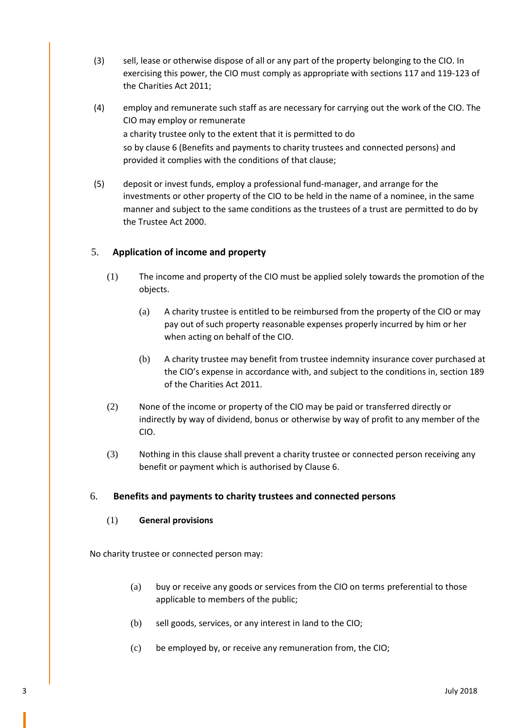(3) sell, lease or otherwise dispose of all or any part of the property belonging to the CIO. In exercising this power, the CIO must comply as appropriate with sections 117 and 119-123 of the Charities Act 2011;

(4) employ and remunerate such staff as are necessary for carrying out the work of the CIO. The CIO may employ or remunerate a charity trustee only to the extent that it is permitted to do so by clause 6 (Benefits and payments to charity trustees and connected persons) and provided it complies with the conditions of that clause;

(5) deposit or invest funds, employ a professional fund-manager, and arrange for the investments or other property of the CIO to be held in the name of a nominee, in the same manner and subject to the same conditions as the trustees of a trust are permitted to do by the Trustee Act 2000.

## 5. Application of income and property

(1) The income and property of the CIO must be applied solely towards the promotion of the objects.

(a) A charity trustee is entitled to be reimbursed from the property of the CIO or may pay out of such property reasonable expenses properly incurred by him or her when acting on behalf of the CIO.

(b) A charity trustee may benefit from trustee indemnity insurance cover purchased at the CIO's expense in accordance with, and subject to the conditions in, section 189 of the Charities Act 2011.

(2) None of the income or property of the CIO may be paid or transferred directly or indirectly by way of dividend, bonus or otherwise by way of profit to any member of the CIO.

(3) Nothing in this clause shall prevent a charity trustee or connected person receiving any benefit or payment which is authorised by Clause 6.

## 6. Benefits and payments to charity trustees and connected persons

(1) **General provisions**

No charity trustee or connected person may:

(a) buy or receive any goods or services from the CIO on terms preferential to those applicable to members of the public;

(b) sell goods, services, or any interest in land to the CIO;

(c) be employed by, or receive any remuneration from, the CIO;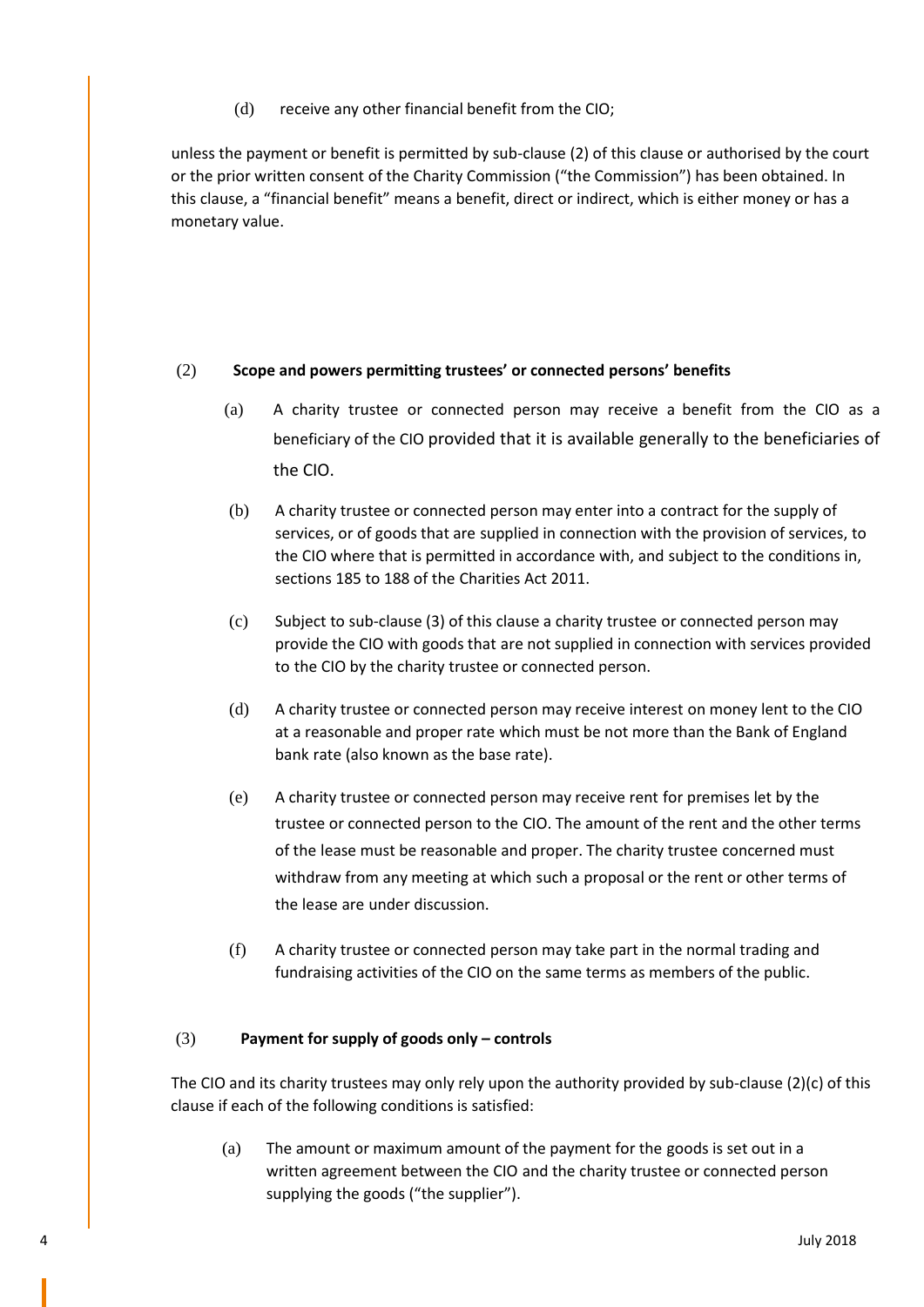(d) receive any other financial benefit from the CIO;

unless the payment or benefit is permitted by sub-clause (2) of this clause or authorised by the court or the prior written consent of the Charity Commission ("the Commission") has been obtained. In this clause, a "financial benefit" means a benefit, direct or indirect, which is either money or has a monetary value.

(2) **Scope and powers permitting trustees' or connected persons' benefits**

(a) A charity trustee or connected person may receive a benefit from the CIO as a beneficiary of the CIO provided that it is available generally to the beneficiaries of the CIO.

(b) A charity trustee or connected person may enter into a contract for the supply of services, or of goods that are supplied in connection with the provision of services, to the CIO where that is permitted in accordance with, and subject to the conditions in, sections 185 to 188 of the Charities Act 2011.

(c) Subject to sub-clause (3) of this clause a charity trustee or connected person may provide the CIO with goods that are not supplied in connection with services provided to the CIO by the charity trustee or connected person.

(d) A charity trustee or connected person may receive interest on money lent to the CIO at a reasonable and proper rate which must be not more than the Bank of England bank rate (also known as the base rate).

(e) A charity trustee or connected person may receive rent for premises let by the trustee or connected person to the CIO. The amount of the rent and the other terms of the lease must be reasonable and proper. The charity trustee concerned must withdraw from any meeting at which such a proposal or the rent or other terms of the lease are under discussion.

(f) A charity trustee or connected person may take part in the normal trading and fundraising activities of the CIO on the same terms as members of the public.

(3) **Payment for supply of goods only – controls**

The CIO and its charity trustees may only rely upon the authority provided by sub-clause (2)(c) of this clause if each of the following conditions is satisfied:

(a) The amount or maximum amount of the payment for the goods is set out in a written agreement between the CIO and the charity trustee or connected person supplying the goods ("the supplier").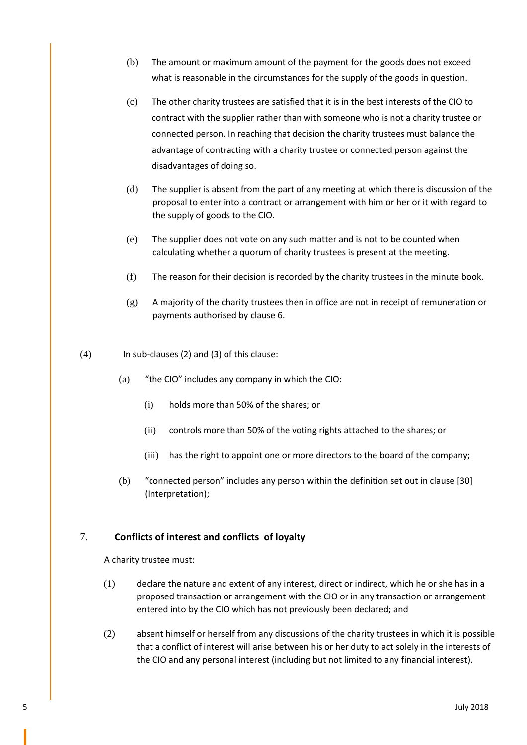(b) The amount or maximum amount of the payment for the goods does not exceed what is reasonable in the circumstances for the supply of the goods in question.

(c) The other charity trustees are satisfied that it is in the best interests of the CIO to contract with the supplier rather than with someone who is not a charity trustee or connected person. In reaching that decision the charity trustees must balance the advantage of contracting with a charity trustee or connected person against the disadvantages of doing so.

(d) The supplier is absent from the part of any meeting at which there is discussion of the proposal to enter into a contract or arrangement with him or her or it with regard to the supply of goods to the CIO.

(e) The supplier does not vote on any such matter and is not to be counted when calculating whether a quorum of charity trustees is present at the meeting.

(f) The reason for their decision is recorded by the charity trustees in the minute book.

(g) A majority of the charity trustees then in office are not in receipt of remuneration or payments authorised by clause 6.

(4) In sub-clauses (2) and (3) of this clause:

(a) "the CIO" includes any company in which the CIO:

(i) holds more than 50% of the shares; or

(ii) controls more than 50% of the voting rights attached to the shares; or

(iii) has the right to appoint one or more directors to the board of the company;

(b) "connected person" includes any person within the definition set out in clause [30] (Interpretation);

## 7. Conflicts of interest and conflicts of loyalty

A charity trustee must:

(1) declare the nature and extent of any interest, direct or indirect, which he or she has in a proposed transaction or arrangement with the CIO or in any transaction or arrangement entered into by the CIO which has not previously been declared; and

(2) absent himself or herself from any discussions of the charity trustees in which it is possible that a conflict of interest will arise between his or her duty to act solely in the interests of the CIO and any personal interest (including but not limited to any financial interest).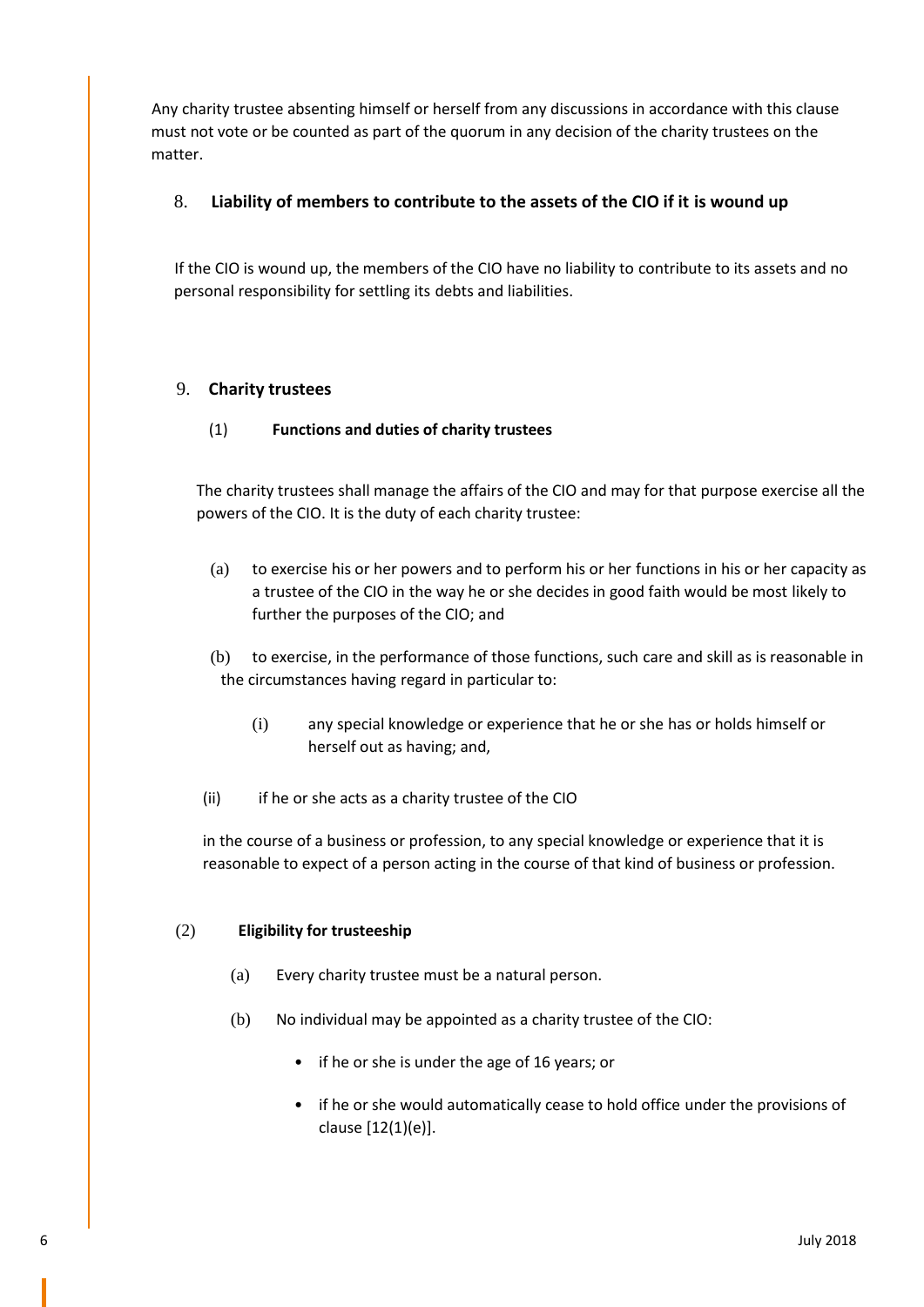Any charity trustee absenting himself or herself from any discussions in accordance with this clause must not vote or be counted as part of the quorum in any decision of the charity trustees on the matter.

## 8. Liability of members to contribute to the assets of the CIO if it is wound up

If the CIO is wound up, the members of the CIO have no liability to contribute to its assets and no personal responsibility for settling its debts and liabilities.

## 9. Charity trustees

### (1) Functions and duties of charity trustees

The charity trustees shall manage the affairs of the CIO and may for that purpose exercise all the powers of the CIO. It is the duty of each charity trustee:

(a) to exercise his or her powers and to perform his or her functions in his or her capacity as a trustee of the CIO in the way he or she decides in good faith would be most likely to further the purposes of the CIO; and

(b) to exercise, in the performance of those functions, such care and skill as is reasonable in the circumstances having regard in particular to:

(i) any special knowledge or experience that he or she has or holds himself or herself out as having; and,

(ii) if he or she acts as a charity trustee of the CIO

in the course of a business or profession, to any special knowledge or experience that it is reasonable to expect of a person acting in the course of that kind of business or profession.

### (2) Eligibility for trusteeship

(a) Every charity trustee must be a natural person.

(b) No individual may be appointed as a charity trustee of the CIO:

- if he or she is under the age of 16 years; or
- if he or she would automatically cease to hold office under the provisions of clause [12(1)(e)].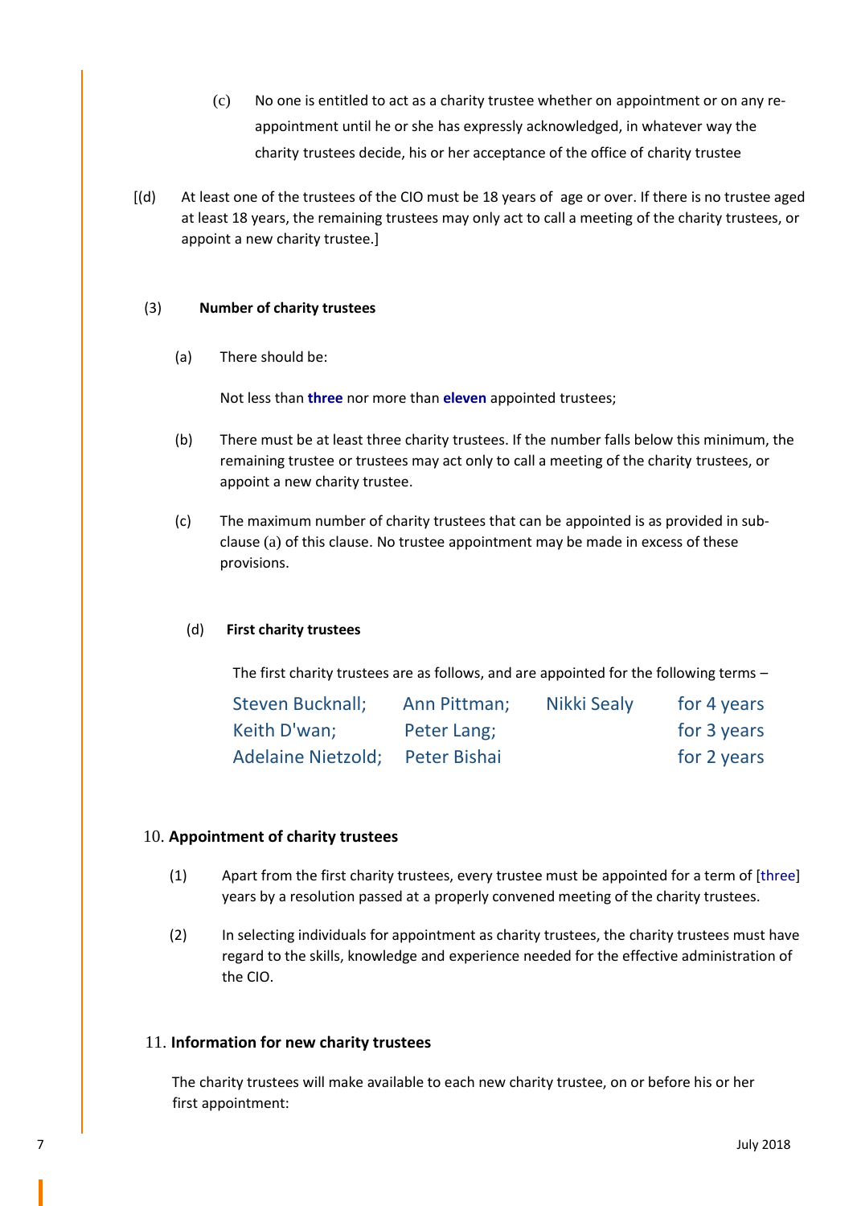(c) No one is entitled to act as a charity trustee whether on appointment or on any re-appointment until he or she has expressly acknowledged, in whatever way the charity trustees decide, his or her acceptance of the office of charity trustee

[(d) At least one of the trustees of the CIO must be 18 years of age or over. If there is no trustee aged at least 18 years, the remaining trustees may only act to call a meeting of the charity trustees, or appoint a new charity trustee.]

(3) **Number of charity trustees**

(a) There should be:

Not less than **three** nor more than **eleven** appointed trustees;

(b) There must be at least three charity trustees. If the number falls below this minimum, the remaining trustee or trustees may act only to call a meeting of the charity trustees, or appoint a new charity trustee.

(c) The maximum number of charity trustees that can be appointed is as provided in sub-clause (a) of this clause. No trustee appointment may be made in excess of these provisions.

(d) **First charity trustees**

The first charity trustees are as follows, and are appointed for the following terms –

| | | | |
|---|---|---|---|
| Steven Bucknall; | Ann Pittman; | Nikki Sealy | for 4 years |
| Keith D'wan; | Peter Lang; | | for 3 years |
| Adelaine Nietzold; | Peter Bishai | | for 2 years |

## 10. **Appointment of charity trustees**

(1) Apart from the first charity trustees, every trustee must be appointed for a term of [three] years by a resolution passed at a properly convened meeting of the charity trustees.

(2) In selecting individuals for appointment as charity trustees, the charity trustees must have regard to the skills, knowledge and experience needed for the effective administration of the CIO.

## 11. **Information for new charity trustees**

The charity trustees will make available to each new charity trustee, on or before his or her first appointment: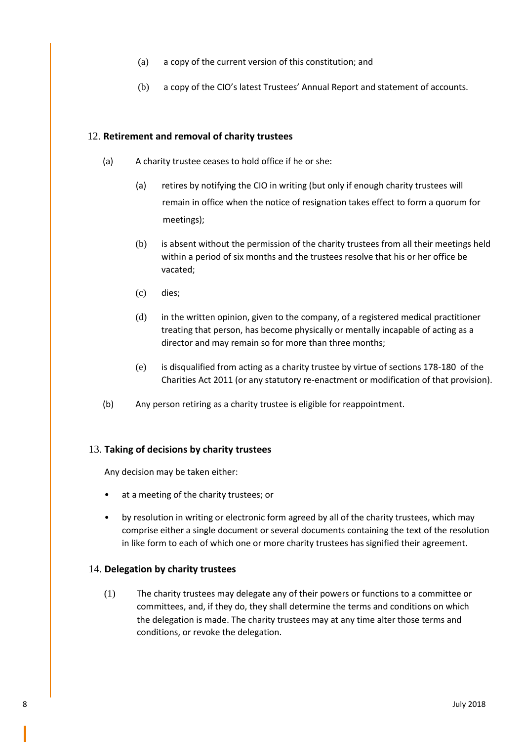(a) a copy of the current version of this constitution; and

(b) a copy of the CIO's latest Trustees' Annual Report and statement of accounts.

### 12. **Retirement and removal of charity trustees**

(a) A charity trustee ceases to hold office if he or she:

> (a) retires by notifying the CIO in writing (but only if enough charity trustees will remain in office when the notice of resignation takes effect to form a quorum for meetings);
>
> (b) is absent without the permission of the charity trustees from all their meetings held within a period of six months and the trustees resolve that his or her office be vacated;
>
> (c) dies;
>
> (d) in the written opinion, given to the company, of a registered medical practitioner treating that person, has become physically or mentally incapable of acting as a director and may remain so for more than three months;
>
> (e) is disqualified from acting as a charity trustee by virtue of sections 178-180 of the Charities Act 2011 (or any statutory re-enactment or modification of that provision).

(b) Any person retiring as a charity trustee is eligible for reappointment.

### 13. **Taking of decisions by charity trustees**

Any decision may be taken either:

- at a meeting of the charity trustees; or
- by resolution in writing or electronic form agreed by all of the charity trustees, which may comprise either a single document or several documents containing the text of the resolution in like form to each of which one or more charity trustees has signified their agreement.

### 14. **Delegation by charity trustees**

(1) The charity trustees may delegate any of their powers or functions to a committee or committees, and, if they do, they shall determine the terms and conditions on which the delegation is made. The charity trustees may at any time alter those terms and conditions, or revoke the delegation.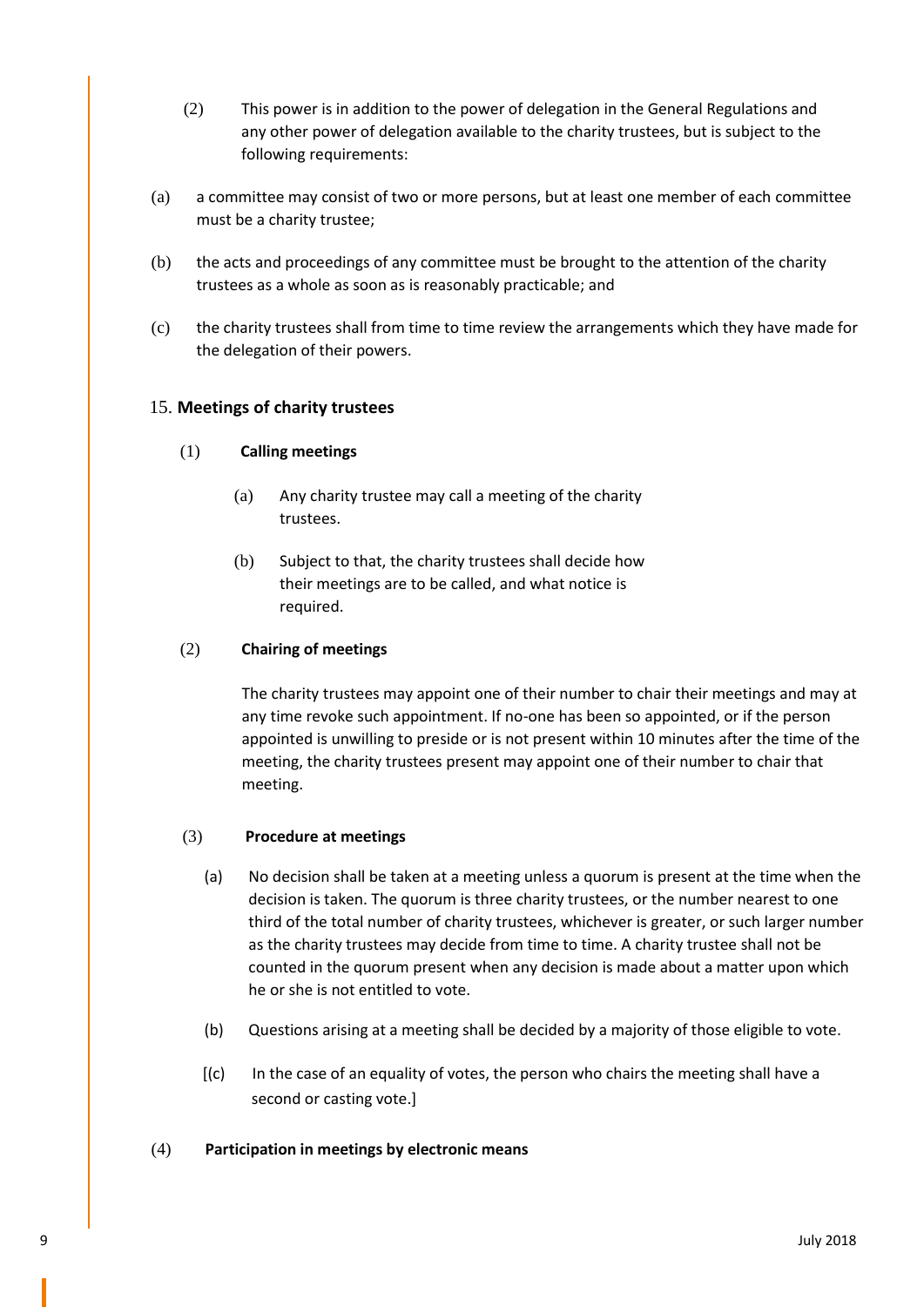(2) This power is in addition to the power of delegation in the General Regulations and any other power of delegation available to the charity trustees, but is subject to the following requirements:

(a) a committee may consist of two or more persons, but at least one member of each committee must be a charity trustee;

(b) the acts and proceedings of any committee must be brought to the attention of the charity trustees as a whole as soon as is reasonably practicable; and

(c) the charity trustees shall from time to time review the arrangements which they have made for the delegation of their powers.

## 15. **Meetings of charity trustees**

(1) **Calling meetings**

(a) Any charity trustee may call a meeting of the charity trustees.

(b) Subject to that, the charity trustees shall decide how their meetings are to be called, and what notice is required.

(2) **Chairing of meetings**

The charity trustees may appoint one of their number to chair their meetings and may at any time revoke such appointment. If no-one has been so appointed, or if the person appointed is unwilling to preside or is not present within 10 minutes after the time of the meeting, the charity trustees present may appoint one of their number to chair that meeting.

(3) **Procedure at meetings**

(a) No decision shall be taken at a meeting unless a quorum is present at the time when the decision is taken. The quorum is three charity trustees, or the number nearest to one third of the total number of charity trustees, whichever is greater, or such larger number as the charity trustees may decide from time to time. A charity trustee shall not be counted in the quorum present when any decision is made about a matter upon which he or she is not entitled to vote.

(b) Questions arising at a meeting shall be decided by a majority of those eligible to vote.

[(c) In the case of an equality of votes, the person who chairs the meeting shall have a second or casting vote.]

(4) **Participation in meetings by electronic means**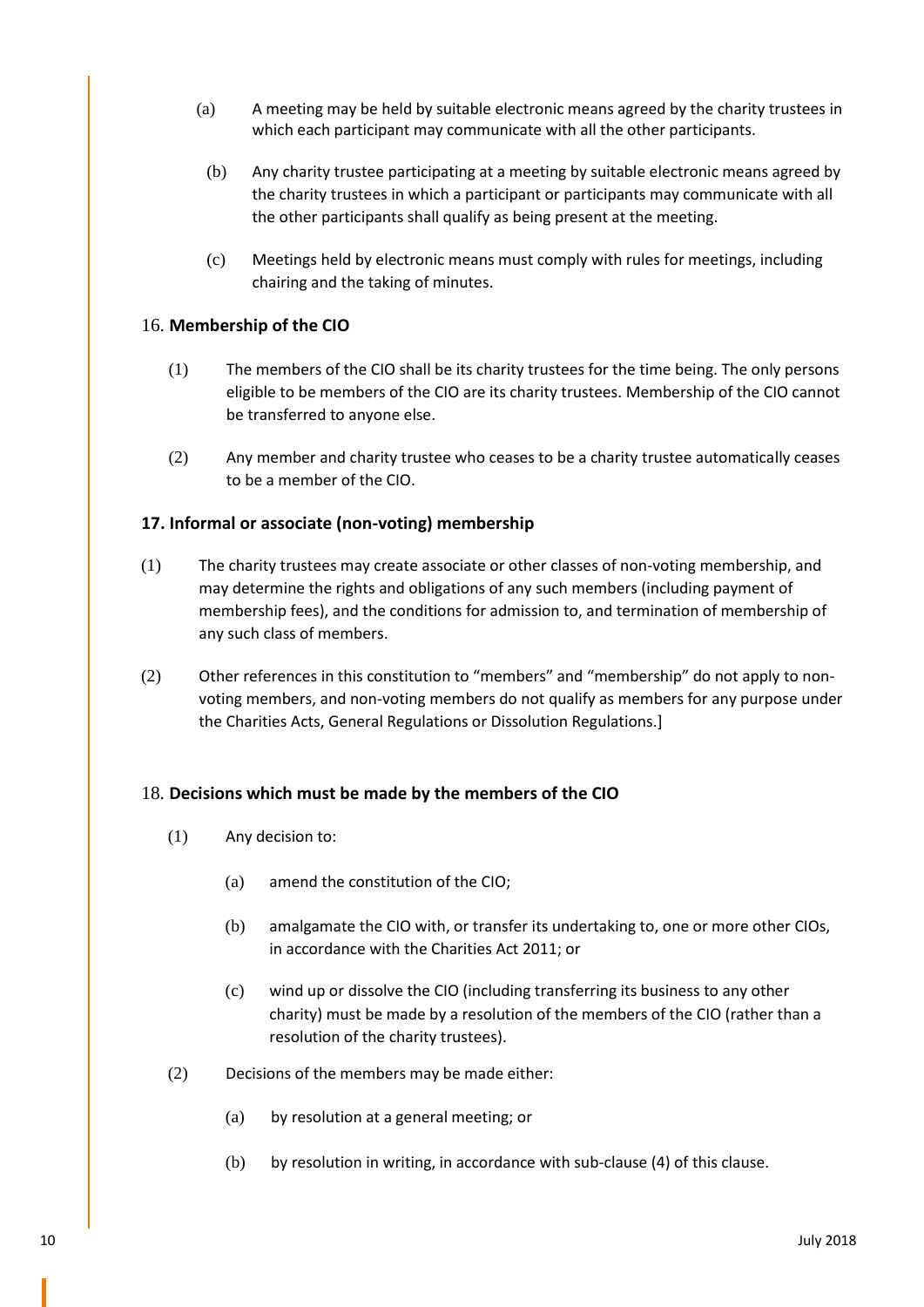(a) A meeting may be held by suitable electronic means agreed by the charity trustees in which each participant may communicate with all the other participants.

(b) Any charity trustee participating at a meeting by suitable electronic means agreed by the charity trustees in which a participant or participants may communicate with all the other participants shall qualify as being present at the meeting.

(c) Meetings held by electronic means must comply with rules for meetings, including chairing and the taking of minutes.

16. **Membership of the CIO**

(1) The members of the CIO shall be its charity trustees for the time being. The only persons eligible to be members of the CIO are its charity trustees. Membership of the CIO cannot be transferred to anyone else.

(2) Any member and charity trustee who ceases to be a charity trustee automatically ceases to be a member of the CIO.

**17. Informal or associate (non-voting) membership**

(1) The charity trustees may create associate or other classes of non-voting membership, and may determine the rights and obligations of any such members (including payment of membership fees), and the conditions for admission to, and termination of membership of any such class of members.

(2) Other references in this constitution to "members" and "membership" do not apply to non-voting members, and non-voting members do not qualify as members for any purpose under the Charities Acts, General Regulations or Dissolution Regulations.]

18. **Decisions which must be made by the members of the CIO**

(1) Any decision to:

(a) amend the constitution of the CIO;

(b) amalgamate the CIO with, or transfer its undertaking to, one or more other CIOs, in accordance with the Charities Act 2011; or

(c) wind up or dissolve the CIO (including transferring its business to any other charity) must be made by a resolution of the members of the CIO (rather than a resolution of the charity trustees).

(2) Decisions of the members may be made either:

(a) by resolution at a general meeting; or

(b) by resolution in writing, in accordance with sub-clause (4) of this clause.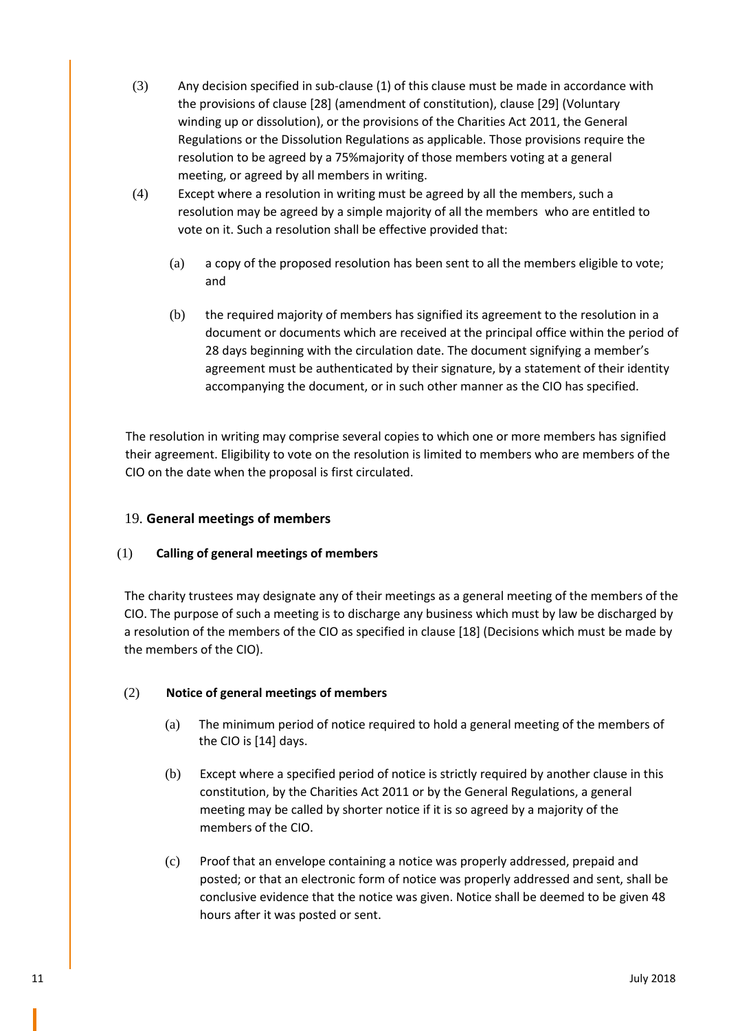(3) Any decision specified in sub-clause (1) of this clause must be made in accordance with the provisions of clause [28] (amendment of constitution), clause [29] (Voluntary winding up or dissolution), or the provisions of the Charities Act 2011, the General Regulations or the Dissolution Regulations as applicable. Those provisions require the resolution to be agreed by a 75%majority of those members voting at a general meeting, or agreed by all members in writing.

(4) Except where a resolution in writing must be agreed by all the members, such a resolution may be agreed by a simple majority of all the members who are entitled to vote on it. Such a resolution shall be effective provided that:

(a) a copy of the proposed resolution has been sent to all the members eligible to vote; and

(b) the required majority of members has signified its agreement to the resolution in a document or documents which are received at the principal office within the period of 28 days beginning with the circulation date. The document signifying a member's agreement must be authenticated by their signature, by a statement of their identity accompanying the document, or in such other manner as the CIO has specified.

The resolution in writing may comprise several copies to which one or more members has signified their agreement. Eligibility to vote on the resolution is limited to members who are members of the CIO on the date when the proposal is first circulated.

## 19. General meetings of members

### (1) Calling of general meetings of members

The charity trustees may designate any of their meetings as a general meeting of the members of the CIO. The purpose of such a meeting is to discharge any business which must by law be discharged by a resolution of the members of the CIO as specified in clause [18] (Decisions which must be made by the members of the CIO).

### (2) Notice of general meetings of members

(a) The minimum period of notice required to hold a general meeting of the members of the CIO is [14] days.

(b) Except where a specified period of notice is strictly required by another clause in this constitution, by the Charities Act 2011 or by the General Regulations, a general meeting may be called by shorter notice if it is so agreed by a majority of the members of the CIO.

(c) Proof that an envelope containing a notice was properly addressed, prepaid and posted; or that an electronic form of notice was properly addressed and sent, shall be conclusive evidence that the notice was given. Notice shall be deemed to be given 48 hours after it was posted or sent.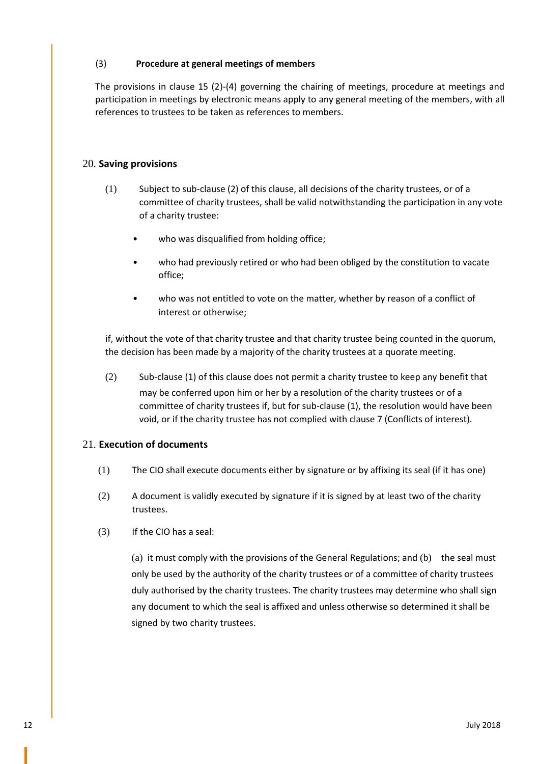(3) **Procedure at general meetings of members**

The provisions in clause 15 (2)-(4) governing the chairing of meetings, procedure at meetings and participation in meetings by electronic means apply to any general meeting of the members, with all references to trustees to be taken as references to members.

## 20. **Saving provisions**

(1) Subject to sub-clause (2) of this clause, all decisions of the charity trustees, or of a committee of charity trustees, shall be valid notwithstanding the participation in any vote of a charity trustee:

- who was disqualified from holding office;
- who had previously retired or who had been obliged by the constitution to vacate office;
- who was not entitled to vote on the matter, whether by reason of a conflict of interest or otherwise;

if, without the vote of that charity trustee and that charity trustee being counted in the quorum, the decision has been made by a majority of the charity trustees at a quorate meeting.

(2) Sub-clause (1) of this clause does not permit a charity trustee to keep any benefit that may be conferred upon him or her by a resolution of the charity trustees or of a committee of charity trustees if, but for sub-clause (1), the resolution would have been void, or if the charity trustee has not complied with clause 7 (Conflicts of interest).

## 21. **Execution of documents**

(1) The CIO shall execute documents either by signature or by affixing its seal (if it has one)

(2) A document is validly executed by signature if it is signed by at least two of the charity trustees.

(3) If the CIO has a seal:

(a) it must comply with the provisions of the General Regulations; and (b) the seal must only be used by the authority of the charity trustees or of a committee of charity trustees duly authorised by the charity trustees. The charity trustees may determine who shall sign any document to which the seal is affixed and unless otherwise so determined it shall be signed by two charity trustees.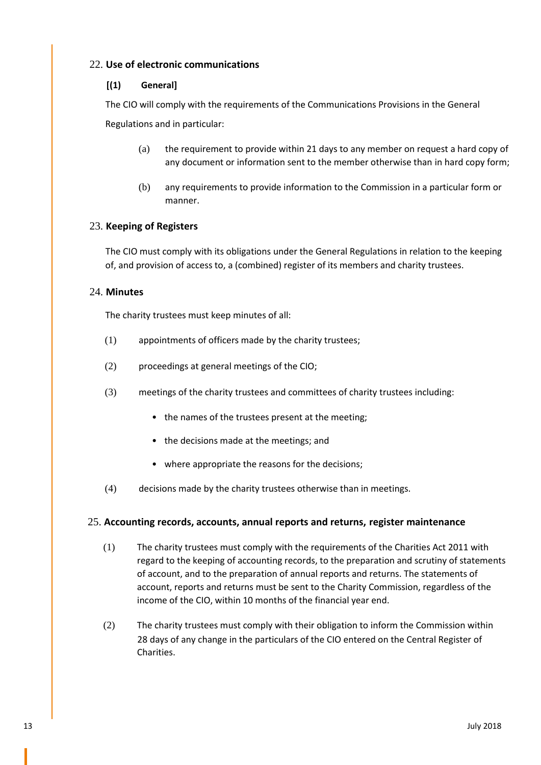22. **Use of electronic communications**

**[(1) General]**

The CIO will comply with the requirements of the Communications Provisions in the General Regulations and in particular:

(a) the requirement to provide within 21 days to any member on request a hard copy of any document or information sent to the member otherwise than in hard copy form;

(b) any requirements to provide information to the Commission in a particular form or manner.

23. **Keeping of Registers**

The CIO must comply with its obligations under the General Regulations in relation to the keeping of, and provision of access to, a (combined) register of its members and charity trustees.

24. **Minutes**

The charity trustees must keep minutes of all:

(1) appointments of officers made by the charity trustees;

(2) proceedings at general meetings of the CIO;

(3) meetings of the charity trustees and committees of charity trustees including:

- the names of the trustees present at the meeting;
- the decisions made at the meetings; and
- where appropriate the reasons for the decisions;

(4) decisions made by the charity trustees otherwise than in meetings.

25. **Accounting records, accounts, annual reports and returns, register maintenance**

(1) The charity trustees must comply with the requirements of the Charities Act 2011 with regard to the keeping of accounting records, to the preparation and scrutiny of statements of account, and to the preparation of annual reports and returns. The statements of account, reports and returns must be sent to the Charity Commission, regardless of the income of the CIO, within 10 months of the financial year end.

(2) The charity trustees must comply with their obligation to inform the Commission within 28 days of any change in the particulars of the CIO entered on the Central Register of Charities.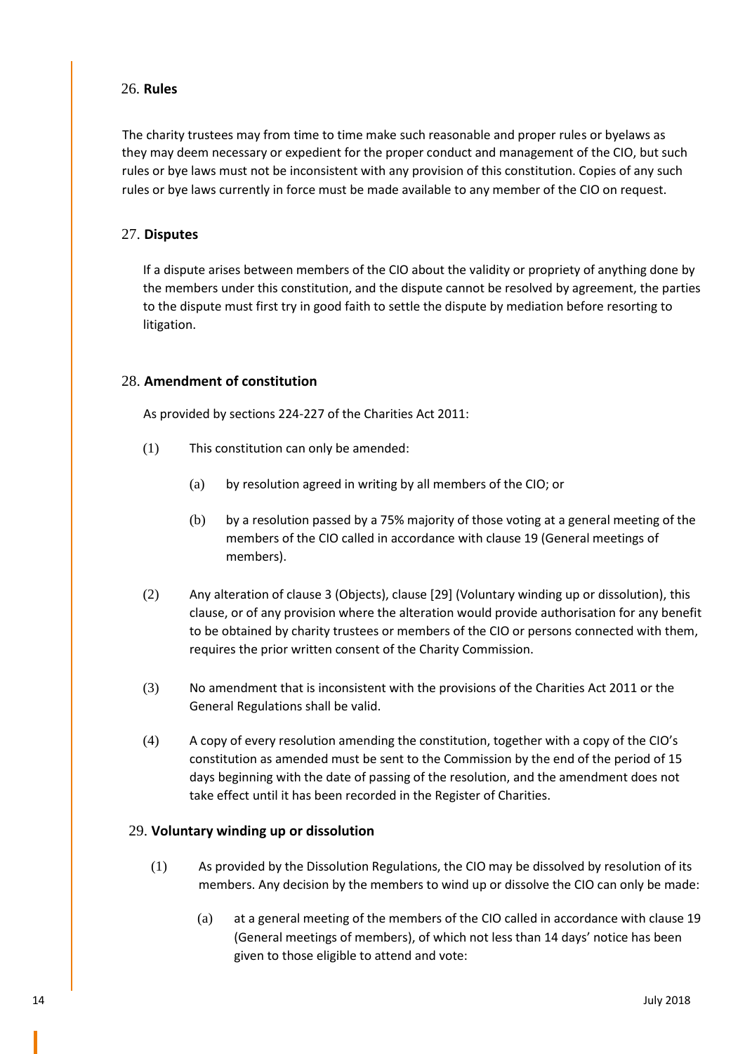## 26. **Rules**

The charity trustees may from time to time make such reasonable and proper rules or byelaws as they may deem necessary or expedient for the proper conduct and management of the CIO, but such rules or bye laws must not be inconsistent with any provision of this constitution. Copies of any such rules or bye laws currently in force must be made available to any member of the CIO on request.

## 27. **Disputes**

If a dispute arises between members of the CIO about the validity or propriety of anything done by the members under this constitution, and the dispute cannot be resolved by agreement, the parties to the dispute must first try in good faith to settle the dispute by mediation before resorting to litigation.

## 28. **Amendment of constitution**

As provided by sections 224-227 of the Charities Act 2011:

(1) This constitution can only be amended:

(a) by resolution agreed in writing by all members of the CIO; or

(b) by a resolution passed by a 75% majority of those voting at a general meeting of the members of the CIO called in accordance with clause 19 (General meetings of members).

(2) Any alteration of clause 3 (Objects), clause [29] (Voluntary winding up or dissolution), this clause, or of any provision where the alteration would provide authorisation for any benefit to be obtained by charity trustees or members of the CIO or persons connected with them, requires the prior written consent of the Charity Commission.

(3) No amendment that is inconsistent with the provisions of the Charities Act 2011 or the General Regulations shall be valid.

(4) A copy of every resolution amending the constitution, together with a copy of the CIO's constitution as amended must be sent to the Commission by the end of the period of 15 days beginning with the date of passing of the resolution, and the amendment does not take effect until it has been recorded in the Register of Charities.

## 29. **Voluntary winding up or dissolution**

(1) As provided by the Dissolution Regulations, the CIO may be dissolved by resolution of its members. Any decision by the members to wind up or dissolve the CIO can only be made:

(a) at a general meeting of the members of the CIO called in accordance with clause 19 (General meetings of members), of which not less than 14 days' notice has been given to those eligible to attend and vote: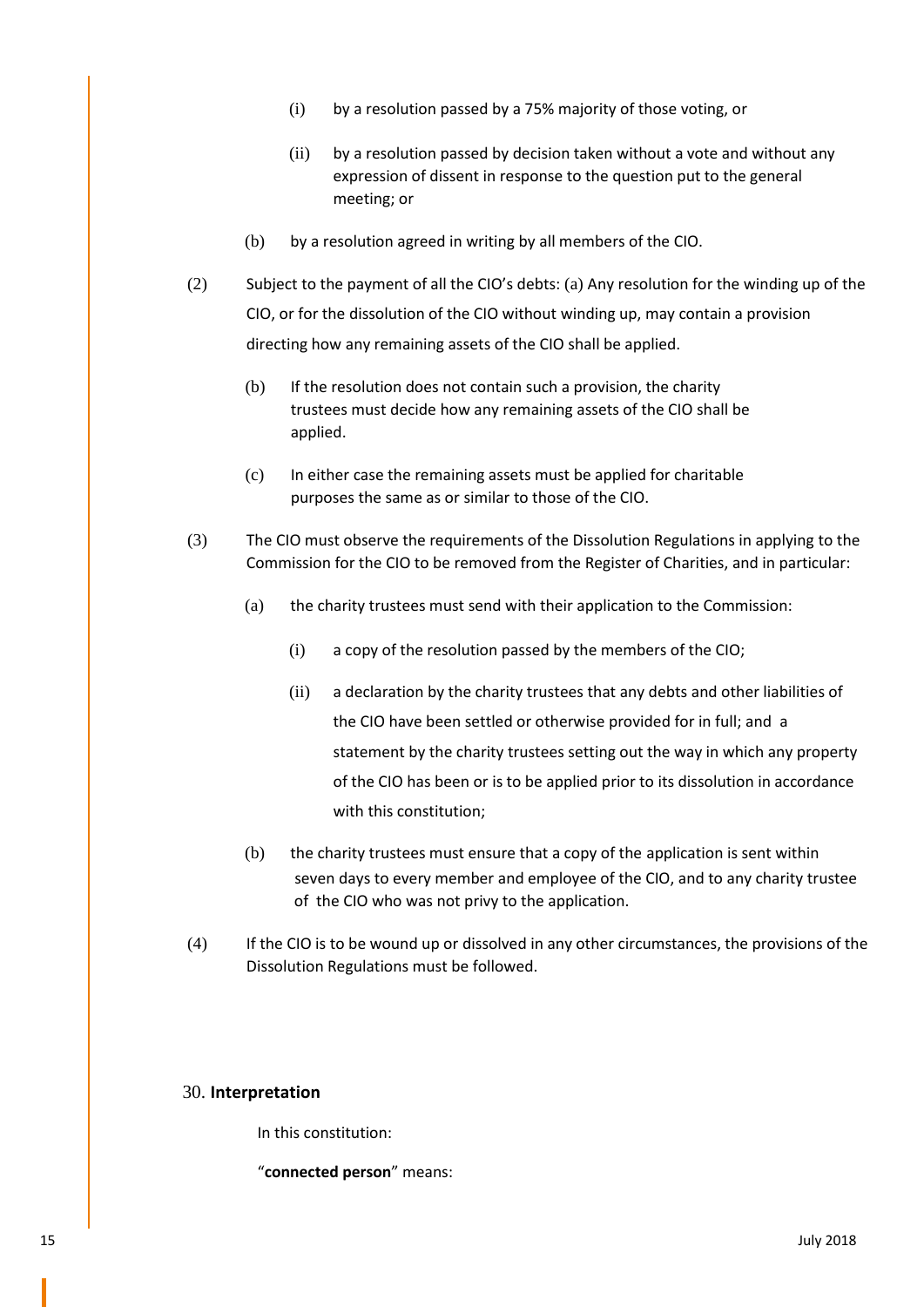(i) by a resolution passed by a 75% majority of those voting, or

(ii) by a resolution passed by decision taken without a vote and without any expression of dissent in response to the question put to the general meeting; or

(b) by a resolution agreed in writing by all members of the CIO.

(2) Subject to the payment of all the CIO's debts: (a) Any resolution for the winding up of the CIO, or for the dissolution of the CIO without winding up, may contain a provision directing how any remaining assets of the CIO shall be applied.

(b) If the resolution does not contain such a provision, the charity trustees must decide how any remaining assets of the CIO shall be applied.

(c) In either case the remaining assets must be applied for charitable purposes the same as or similar to those of the CIO.

(3) The CIO must observe the requirements of the Dissolution Regulations in applying to the Commission for the CIO to be removed from the Register of Charities, and in particular:

(a) the charity trustees must send with their application to the Commission:

(i) a copy of the resolution passed by the members of the CIO;

(ii) a declaration by the charity trustees that any debts and other liabilities of the CIO have been settled or otherwise provided for in full; and a statement by the charity trustees setting out the way in which any property of the CIO has been or is to be applied prior to its dissolution in accordance with this constitution;

(b) the charity trustees must ensure that a copy of the application is sent within seven days to every member and employee of the CIO, and to any charity trustee of the CIO who was not privy to the application.

(4) If the CIO is to be wound up or dissolved in any other circumstances, the provisions of the Dissolution Regulations must be followed.

30. **Interpretation**

In this constitution:

"**connected person**" means: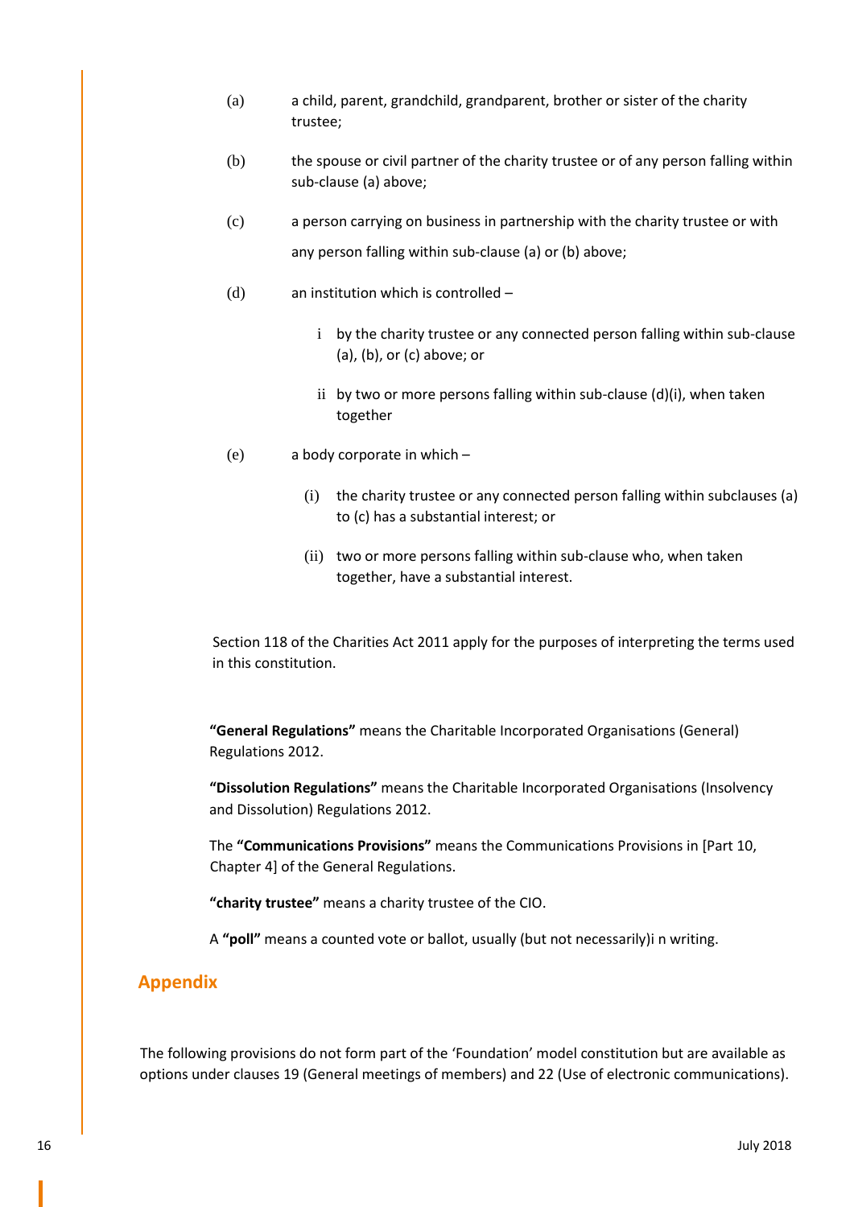(a) a child, parent, grandchild, grandparent, brother or sister of the charity trustee;

(b) the spouse or civil partner of the charity trustee or of any person falling within sub-clause (a) above;

(c) a person carrying on business in partnership with the charity trustee or with any person falling within sub-clause (a) or (b) above;

(d) an institution which is controlled –

  i by the charity trustee or any connected person falling within sub-clause (a), (b), or (c) above; or

  ii by two or more persons falling within sub-clause (d)(i), when taken together

(e) a body corporate in which –

  (i) the charity trustee or any connected person falling within subclauses (a) to (c) has a substantial interest; or

  (ii) two or more persons falling within sub-clause who, when taken together, have a substantial interest.

Section 118 of the Charities Act 2011 apply for the purposes of interpreting the terms used in this constitution.

**"General Regulations"** means the Charitable Incorporated Organisations (General) Regulations 2012.

**"Dissolution Regulations"** means the Charitable Incorporated Organisations (Insolvency and Dissolution) Regulations 2012.

The **"Communications Provisions"** means the Communications Provisions in [Part 10, Chapter 4] of the General Regulations.

**"charity trustee"** means a charity trustee of the CIO.

A **"poll"** means a counted vote or ballot, usually (but not necessarily)i n writing.

## Appendix

The following provisions do not form part of the 'Foundation' model constitution but are available as options under clauses 19 (General meetings of members) and 22 (Use of electronic communications).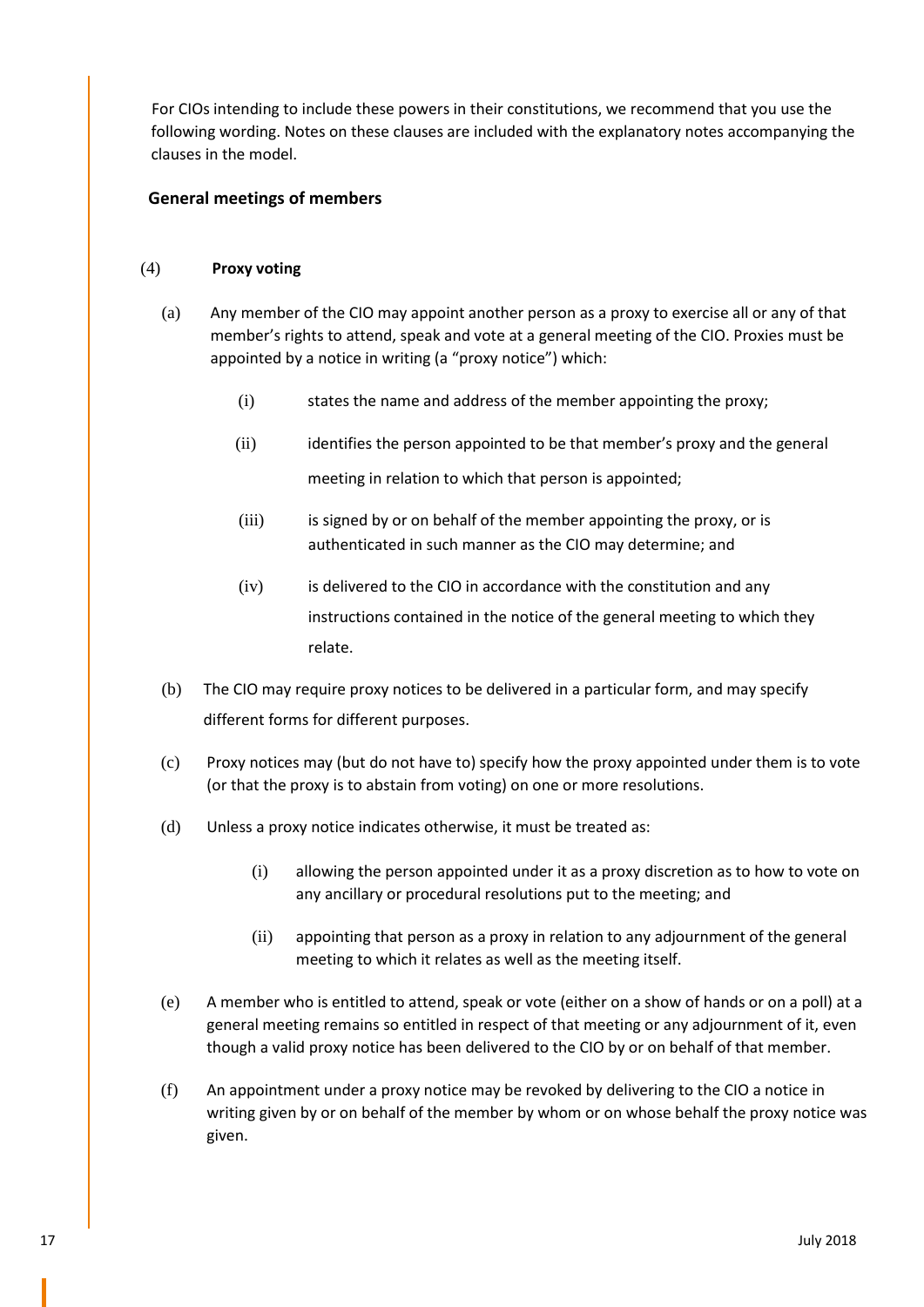For CIOs intending to include these powers in their constitutions, we recommend that you use the following wording. Notes on these clauses are included with the explanatory notes accompanying the clauses in the model.

## General meetings of members

### (4) Proxy voting

(a) Any member of the CIO may appoint another person as a proxy to exercise all or any of that member's rights to attend, speak and vote at a general meeting of the CIO. Proxies must be appointed by a notice in writing (a "proxy notice") which:

(i) states the name and address of the member appointing the proxy;

(ii) identifies the person appointed to be that member's proxy and the general meeting in relation to which that person is appointed;

(iii) is signed by or on behalf of the member appointing the proxy, or is authenticated in such manner as the CIO may determine; and

(iv) is delivered to the CIO in accordance with the constitution and any instructions contained in the notice of the general meeting to which they relate.

(b) The CIO may require proxy notices to be delivered in a particular form, and may specify different forms for different purposes.

(c) Proxy notices may (but do not have to) specify how the proxy appointed under them is to vote (or that the proxy is to abstain from voting) on one or more resolutions.

(d) Unless a proxy notice indicates otherwise, it must be treated as:

(i) allowing the person appointed under it as a proxy discretion as to how to vote on any ancillary or procedural resolutions put to the meeting; and

(ii) appointing that person as a proxy in relation to any adjournment of the general meeting to which it relates as well as the meeting itself.

(e) A member who is entitled to attend, speak or vote (either on a show of hands or on a poll) at a general meeting remains so entitled in respect of that meeting or any adjournment of it, even though a valid proxy notice has been delivered to the CIO by or on behalf of that member.

(f) An appointment under a proxy notice may be revoked by delivering to the CIO a notice in writing given by or on behalf of the member by whom or on whose behalf the proxy notice was given.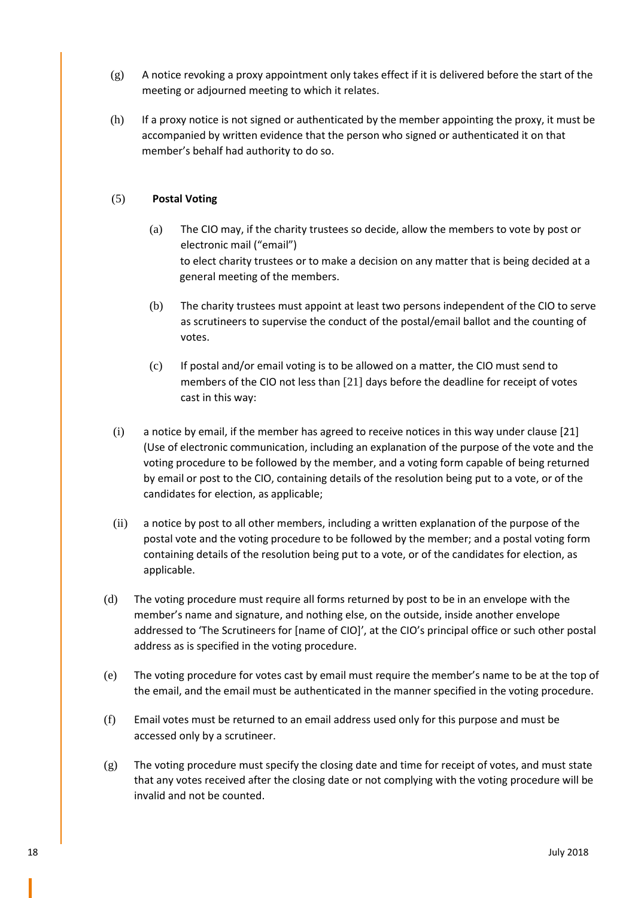(g) A notice revoking a proxy appointment only takes effect if it is delivered before the start of the meeting or adjourned meeting to which it relates.

(h) If a proxy notice is not signed or authenticated by the member appointing the proxy, it must be accompanied by written evidence that the person who signed or authenticated it on that member's behalf had authority to do so.

(5) **Postal Voting**

(a) The CIO may, if the charity trustees so decide, allow the members to vote by post or electronic mail ("email") to elect charity trustees or to make a decision on any matter that is being decided at a general meeting of the members.

(b) The charity trustees must appoint at least two persons independent of the CIO to serve as scrutineers to supervise the conduct of the postal/email ballot and the counting of votes.

(c) If postal and/or email voting is to be allowed on a matter, the CIO must send to members of the CIO not less than [21] days before the deadline for receipt of votes cast in this way:

(i) a notice by email, if the member has agreed to receive notices in this way under clause [21] (Use of electronic communication, including an explanation of the purpose of the vote and the voting procedure to be followed by the member, and a voting form capable of being returned by email or post to the CIO, containing details of the resolution being put to a vote, or of the candidates for election, as applicable;

(ii) a notice by post to all other members, including a written explanation of the purpose of the postal vote and the voting procedure to be followed by the member; and a postal voting form containing details of the resolution being put to a vote, or of the candidates for election, as applicable.

(d) The voting procedure must require all forms returned by post to be in an envelope with the member's name and signature, and nothing else, on the outside, inside another envelope addressed to 'The Scrutineers for [name of CIO]', at the CIO's principal office or such other postal address as is specified in the voting procedure.

(e) The voting procedure for votes cast by email must require the member's name to be at the top of the email, and the email must be authenticated in the manner specified in the voting procedure.

(f) Email votes must be returned to an email address used only for this purpose and must be accessed only by a scrutineer.

(g) The voting procedure must specify the closing date and time for receipt of votes, and must state that any votes received after the closing date or not complying with the voting procedure will be invalid and not be counted.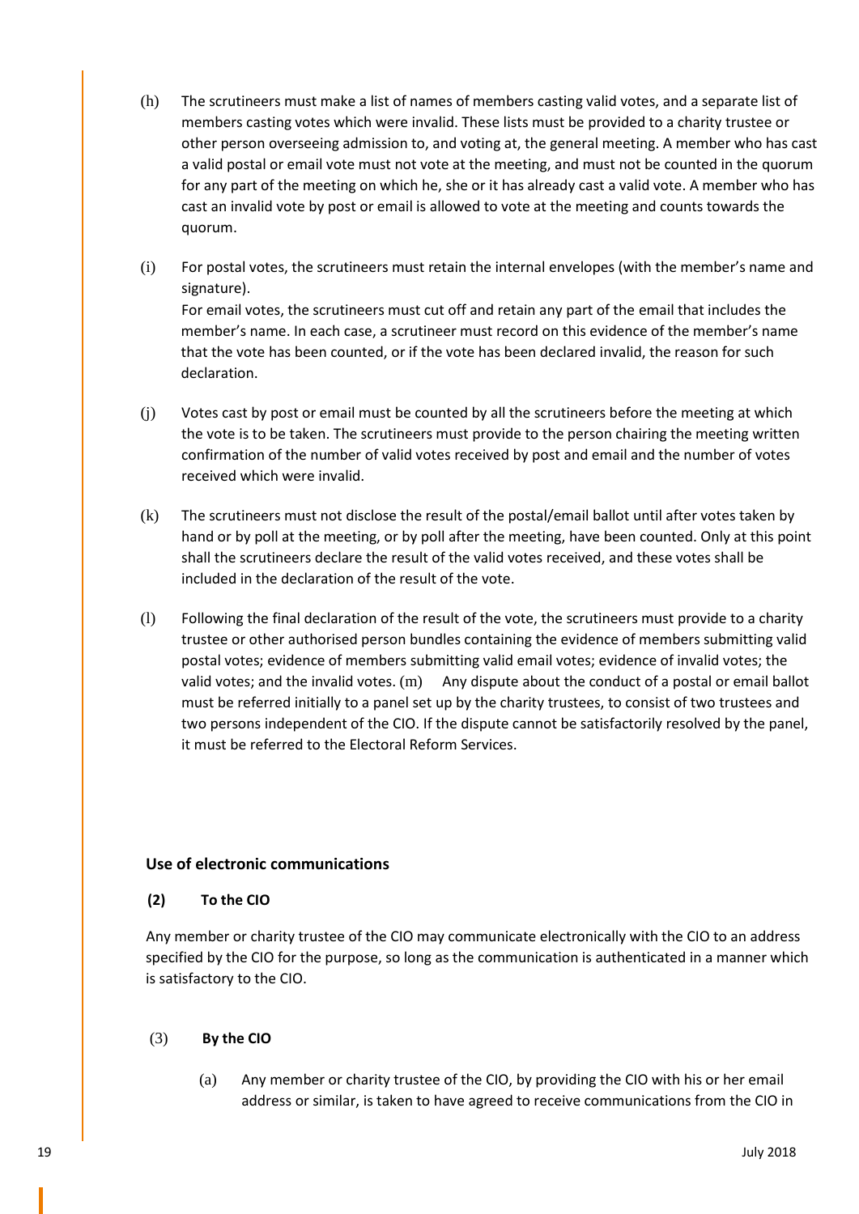(h) The scrutineers must make a list of names of members casting valid votes, and a separate list of members casting votes which were invalid. These lists must be provided to a charity trustee or other person overseeing admission to, and voting at, the general meeting. A member who has cast a valid postal or email vote must not vote at the meeting, and must not be counted in the quorum for any part of the meeting on which he, she or it has already cast a valid vote. A member who has cast an invalid vote by post or email is allowed to vote at the meeting and counts towards the quorum.

(i) For postal votes, the scrutineers must retain the internal envelopes (with the member's name and signature).
For email votes, the scrutineers must cut off and retain any part of the email that includes the member's name. In each case, a scrutineer must record on this evidence of the member's name that the vote has been counted, or if the vote has been declared invalid, the reason for such declaration.

(j) Votes cast by post or email must be counted by all the scrutineers before the meeting at which the vote is to be taken. The scrutineers must provide to the person chairing the meeting written confirmation of the number of valid votes received by post and email and the number of votes received which were invalid.

(k) The scrutineers must not disclose the result of the postal/email ballot until after votes taken by hand or by poll at the meeting, or by poll after the meeting, have been counted. Only at this point shall the scrutineers declare the result of the valid votes received, and these votes shall be included in the declaration of the result of the vote.

(l) Following the final declaration of the result of the vote, the scrutineers must provide to a charity trustee or other authorised person bundles containing the evidence of members submitting valid postal votes; evidence of members submitting valid email votes; evidence of invalid votes; the valid votes; and the invalid votes. (m) Any dispute about the conduct of a postal or email ballot must be referred initially to a panel set up by the charity trustees, to consist of two trustees and two persons independent of the CIO. If the dispute cannot be satisfactorily resolved by the panel, it must be referred to the Electoral Reform Services.

**Use of electronic communications**

**(2) To the CIO**

Any member or charity trustee of the CIO may communicate electronically with the CIO to an address specified by the CIO for the purpose, so long as the communication is authenticated in a manner which is satisfactory to the CIO.

(3) **By the CIO**

(a) Any member or charity trustee of the CIO, by providing the CIO with his or her email address or similar, is taken to have agreed to receive communications from the CIO in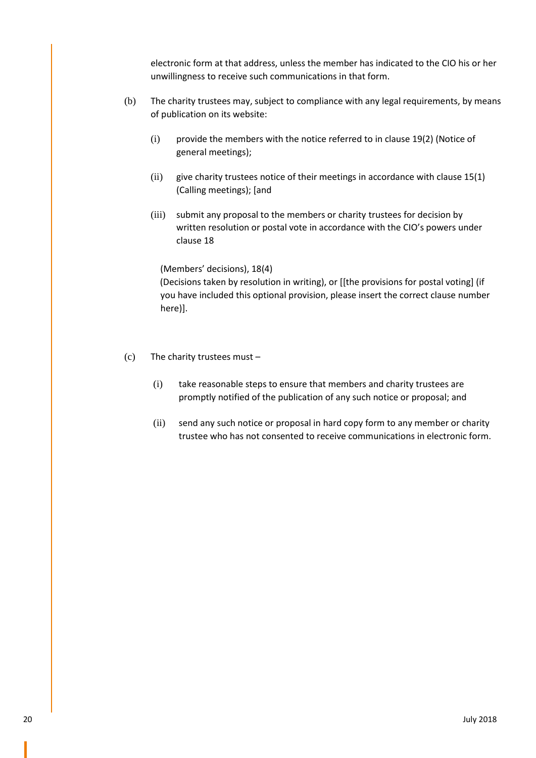electronic form at that address, unless the member has indicated to the CIO his or her unwillingness to receive such communications in that form.

(b) The charity trustees may, subject to compliance with any legal requirements, by means of publication on its website:

(i) provide the members with the notice referred to in clause 19(2) (Notice of general meetings);

(ii) give charity trustees notice of their meetings in accordance with clause 15(1) (Calling meetings); [and

(iii) submit any proposal to the members or charity trustees for decision by written resolution or postal vote in accordance with the CIO's powers under clause 18

(Members' decisions), 18(4)
(Decisions taken by resolution in writing), or [[the provisions for postal voting] (if you have included this optional provision, please insert the correct clause number here)].

(c) The charity trustees must –

(i) take reasonable steps to ensure that members and charity trustees are promptly notified of the publication of any such notice or proposal; and

(ii) send any such notice or proposal in hard copy form to any member or charity trustee who has not consented to receive communications in electronic form.